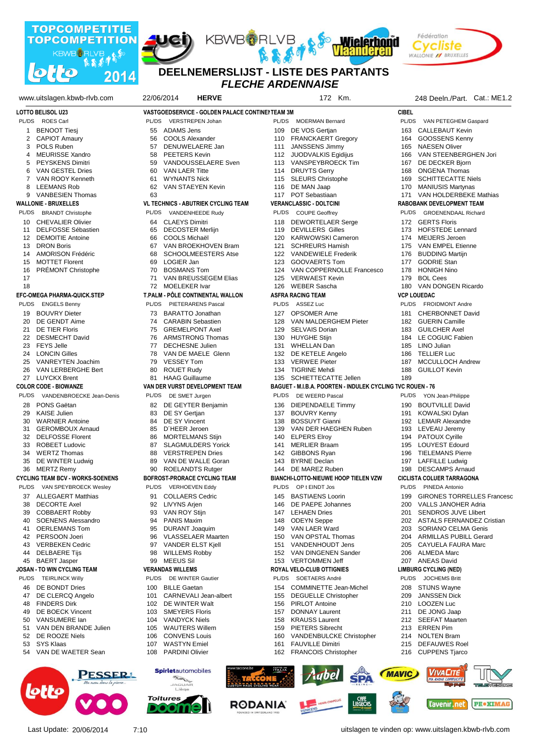# DEELNEMERSLIJST - LISTE DES PARTANTS

## *FLECHE ARDENNAISE*

www.uitslagen.kbwb-rlvb.com — 22/06/2014 — **HERVE** — 172 Km. — 248 Deeln./Part. Cat.: ME1.2

**LOTTO BELISOL U23**
PL/DS ROES Carl
1 BENOOT Tiesj
2 CAPIOT Amaury
3 POLS Ruben
4 MEURISSE Xandro
5 PEYSKENS Dimitri
6 VAN GESTEL Dries
7 VAN ROOY Kenneth
8 LEEMANS Rob
9 VANBESIEN Thomas

**WALLONIE - BRUXELLES**
PL/DS BRANDT Christophe
10 CHEVALIER Olivier
11 DELFOSSE Sébastien
12 DEMOITIE Antoine
13 DRON Boris
14 AMORISON Frédéric
15 MOTTET Florent
16 PRÉMONT Christophe
17
18

**EFC-OMEGA PHARMA-QUICK.STEP**
PL/DS ENGELS Benny
19 BOUVRY Dieter
20 DE GENDT Aime
21 DE TIER Floris
22 DESMECHT David
23 FEYS Jelle
24 LONCIN Gilles
25 VANREYTEN Joachim
26 VAN LERBERGHE Bert
27 LUYCKX Brent

**COLOR CODE - BIOWANZE**
PL/DS VANDENBROECKE Jean-Denis
28 PONS Gaëtan
29 KAISE Julien
30 WARNIER Antoine
31 GEROMBOUX Arnaud
32 DELFOSSE Florent
33 ROBEET Ludovic
34 WERTZ Thomas
35 DE WINTER Ludwig
36 MERTZ Remy

**CYCLING TEAM BCV - WORKS-SOENENS**
PL/DS VAN SPEYBROECK Wesley
37 ALLEGAERT Matthias
38 DECORTE Axel
39 COBBAERT Robby
40 SOENENS Alessandro
41 OERLEMANS Tom
42 PERSOON Joeri
43 VERBEKEN Cedric
44 DELBAERE Tijs
45 BAERT Jasper

**JOSAN - TO WIN CYCLING TEAM**
PL/DS TEIRLINCK Willy
46 DE BONDT Dries
47 DE CLERCQ Angelo
48 FINDERS Dirk
49 DE BOECK Vincent
50 VANSUMERE Ian
51 VAN DEN BRANDE Julien
52 DE ROOZE Niels
53 SYS Klaas
54 VAN DE WAETER Sean

**VASTGOEDSERVICE - GOLDEN PALACE CONTINENTAL TEAM 3M**
PL/DS VERSTREPEN Johan
55 ADAMS Jens
56 COOLS Alexander
57 DENUWELAERE Jan
58 PEETERS Kevin
59 VANDOUSSELAERE Sven
60 VAN LAER Titte
61 WYNANTS Nick
62 VAN STAEYEN Kevin
63

**VL TECHNICS - ABUTRIEK CYCLING TEAM**
PL/DS VANDENHEEDE Rudy
64 CLAEYS Dimitri
65 DECOSTER Merlijn
66 COOLS Michaël
67 VAN BROEKHOVEN Bram
68 SCHOOLMEESTERS Atse
69 LOGIER Jan
70 BOSMANS Tom
71 VAN BREUSSEGEM Elias
72 MOELEKER Ivar

**T.PALM - PÔLE CONTINENTAL WALLON**
PL/DS PIETERARENS Pascal
73 BARATTO Jonathan
74 CARABIN Sebastien
75 GREMELPONT Axel
76 ARMSTRONG Thomas
77 DECHESNE Julien
78 VAN DE MAELE Glenn
79 VESSEY Tom
80 ROUET Rudy
81 HAAG Guillaume

**VAN DER VURST DEVELOPMENT TEAM**
PL/DS DE SMET Jurgen
82 DE GEYTER Benjamin
83 DE SY Gertjan
84 DE SY Vincent
85 D'HEER Jeroen
86 MORTELMANS Stijn
87 SLAGMULDERS Yorick
88 VERSTREPEN Dries
89 VAN DE WALLE Goran
90 ROELANDTS Rutger

**BOFROST-PRORACE CYCLING TEAM**
PL/DS VERHOEVEN Eddy
91 COLLAERS Cedric
92 LIVYNS Arjen
93 VAN ROY Stijn
94 PANIS Maxim
95 DURANT Joaquim
96 VLASSELAER Maarten
97 VANDER ELST Kjell
98 WILLEMS Robby
99 MEEUS Sil

**VERANDAS WILLEMS**
PL/DS DE WINTER Gautier
100 BILLE Gaetan
101 CARNEVALI Jean-albert
102 DE WINTER Walt
103 SMEYERS Floris
104 VANDYCK Niels
105 WAUTERS Willem
106 CONVENS Louis
107 WASTYN Emiel
108 PARDINI Olivier

PL/DS MOERMAN Bernard
109 DE VOS Gertjan
110 FRANCKAERT Gregory
111 JANSSENS Jimmy
112 JUODVALKIS Egidijus
113 VANSPEYBROECK Tim
114 DRUYTS Gerry
115 SLEURS Christophe
116 DE MAN Jaap
117 POT Sebastiaan

**VERANCLASSIC - DOLTCINI**
PL/DS COUPE Geoffrey
118 DEWORTELAER Serge
119 DEVILLERS Gilles
120 KARWOWSKI Cameron
121 SCHREURS Hamish
122 VANDEWIELE Frederik
123 GOOVAERTS Tom
124 VAN COPPERNOLLE Francesco
125 VERWAEST Kevin
126 WEBER Sascha

**ASFRA RACING TEAM**
PL/DS ASSEZ Luc
127 OPSOMER Arne
128 VAN MALDERGHEM Pieter
129 SELVAIS Dorian
130 HUYGHE Stijn
131 WHELLAN Dan
132 DE KETELE Angelo
133 VERWEE Pieter
134 TIGRINE Mehdi
135 SCHIETTECATTE Jellen

**BAGUET - M.I.B.A. POORTEN - INDULEK CYCLING TVC ROUEN - 76**
PL/DS DE WEERD Pascal
136 DIEPENDAELE Timmy
137 BOUVRY Kenny
138 BOSSUYT Gianni
139 VAN DER HAEGHEN Ruben
140 ELPERS Elroy
141 MERLIER Braam
142 GIBBONS Ryan
143 BYRNE Declan
144 DE MAREZ Ruben

**BIANCHI-LOTTO-NIEUWE HOOP TIELEN VZW**
PL/DS OP t EINDT Jos
145 BASTIAENS Loorin
146 DE PAEPE Johannes
147 LEHAEN Enders
148 ODEYN Seppe
149 VAN LAER Ward
150 VAN OPSTAL Thomas
151 VANDENHOUDT Jens
152 VAN DINGENEN Sander
153 VERTOMMEN Jeff

**ROYAL VELO-CLUB OTTIGNIES**
PL/DS SOETAERS André
154 COMMINETTE Jean-Michel
155 DEGUELLE Christopher
156 PIRLOT Antoine
157 DONNAY Laurent
158 KRAUSS Laurent
159 PIETERS Sibrecht
160 VANDENBULCKE Christopher
161 FAUVILLE Dimitri
162 FRANCOIS Christopher

**CIBEL**
PL/DS VAN PETEGHEM Gaspard
163 CALLEBAUT Kevin
164 GOOSSENS Kenny
165 NAESEN Oliver
166 VAN STEENBERGHEN Jori
167 DE DECKER Bjorn
168 ONGENA Thomas
169 SCHITTECATTE Niels
170 MANIUSIS Martynas
171 VAN HOLDERBEKE Mathias

**RABOBANK DEVELOPMENT TEAM**
PL/DS GROENENDAAL Richard
172 GERTS Floris
173 HOFSTEDE Lennard
174 MEIJERS Jeroen
175 VAN EMPEL Etienne
176 BUDDING Martijn
177 GODRIE Stan
178 HONIGH Nino
179 BOL Cees
180 VAN DONGEN Ricardo

**VCP LOUEDAC**
PL/DS FROIDMONT Andre
181 CHERBONNET David
182 GUERIN Camille
183 GUILCHER Axel
184 LE COGUIC Fabien
185 LINO Julian
186 TELLIER Luc
187 MCCULLOCH Andrew
188 GUILLOT Kevin
189

PL/DS YON Jean-Philippe
190 BOUTVILLE David
191 KOWALSKI Dylan
192 LEMAIR Alexandre
193 LEVEAU Jeremy
194 PATOUX Cyrille
195 LOUYEST Edourd
196 TIELEMANS Pierre
197 LAFFILLE Ludwig
198 DESCAMPS Arnaud

**CICLISTA COLOUR TARRAGONA**
PL/DS PINEDA Antonio
199 GIRONES TORRELLES Francesc
200 VALLS JANOHER Adria
201 SENDROS JUVE Llibert
202 ASTALS FERNANDEZ Cristian
203 SORIANO CELMA Genis
204 ARMILLAS PUBILL Gerard
205 CAYUELA FAURA Marc
206 ALMEDA Marc
207 ANEAS David

**LIMBURG CYCLING (NED)**
PL/DS JOCHEMS Britt
208 STIJNS Wayne
209 JANSSEN Dick
210 LOOZEN Luc
211 DE JONG Jaap
212 SEEFAT Maarten
213 ERREN Pim
214 NOLTEN Bram
215 DEFAUWES Roel
216 CUPPENS Tjarco

Last Update: 20/06/2014 7:10 — uitslagen te vinden op: www.uitslagen.kbwb-rlvb.com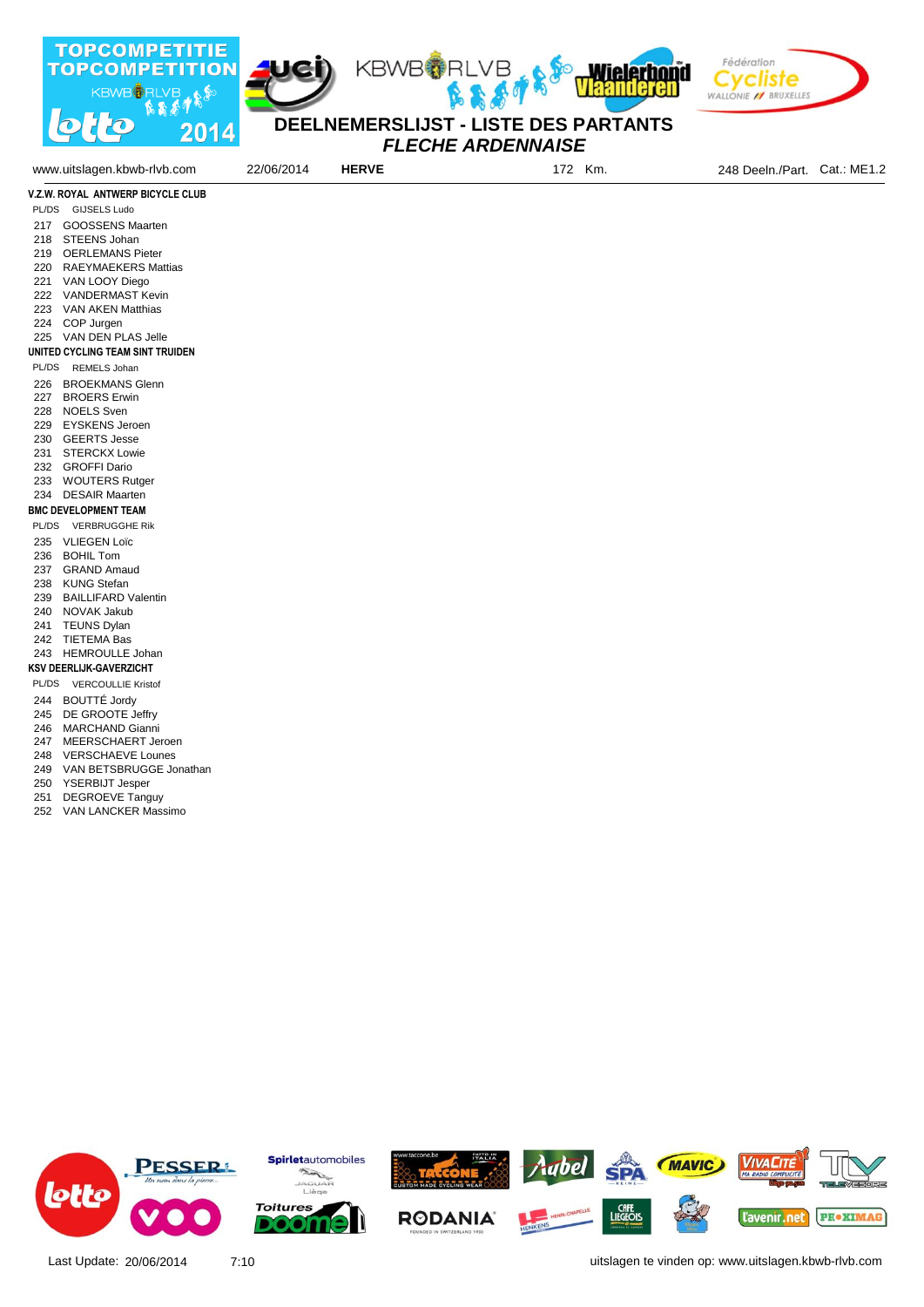## DEELNEMERSLIJST - LISTE DES PARTANTS

### *FLECHE ARDENNAISE*

www.uitslagen.kbwb-rlvb.com 22/06/2014 **HERVE** 172 Km. 248 Deeln./Part. Cat.: ME1.2

**V.Z.W. ROYAL ANTWERP BICYCLE CLUB**

PL/DS GIJSELS Ludo

217 GOOSSENS Maarten
218 STEENS Johan
219 OERLEMANS Pieter
220 RAEYMAEKERS Mattias
221 VAN LOOY Diego
222 VANDERMAST Kevin
223 VAN AKEN Matthias
224 COP Jurgen
225 VAN DEN PLAS Jelle

**UNITED CYCLING TEAM SINT TRUIDEN**

PL/DS REMELS Johan

226 BROEKMANS Glenn
227 BROERS Erwin
228 NOELS Sven
229 EYSKENS Jeroen
230 GEERTS Jesse
231 STERCKX Lowie
232 GROFFI Dario
233 WOUTERS Rutger
234 DESAIR Maarten

**BMC DEVELOPMENT TEAM**

PL/DS VERBRUGGHE Rik

235 VLIEGEN Loïc
236 BOHIL Tom
237 GRAND Amaud
238 KUNG Stefan
239 BAILLIFARD Valentin
240 NOVAK Jakub
241 TEUNS Dylan
242 TIETEMA Bas
243 HEMROULLE Johan

**KSV DEERLIJK-GAVERZICHT**

PL/DS VERCOULLIE Kristof

244 BOUTTÉ Jordy
245 DE GROOTE Jeffry
246 MARCHAND Gianni
247 MEERSCHAERT Jeroen
248 VERSCHAEVE Lounes
249 VAN BETSBRUGGE Jonathan
250 YSERBIJT Jesper
251 DEGROEVE Tanguy
252 VAN LANCKER Massimo

Last Update: 20/06/2014 7:10 uitslagen te vinden op: www.uitslagen.kbwb-rlvb.com